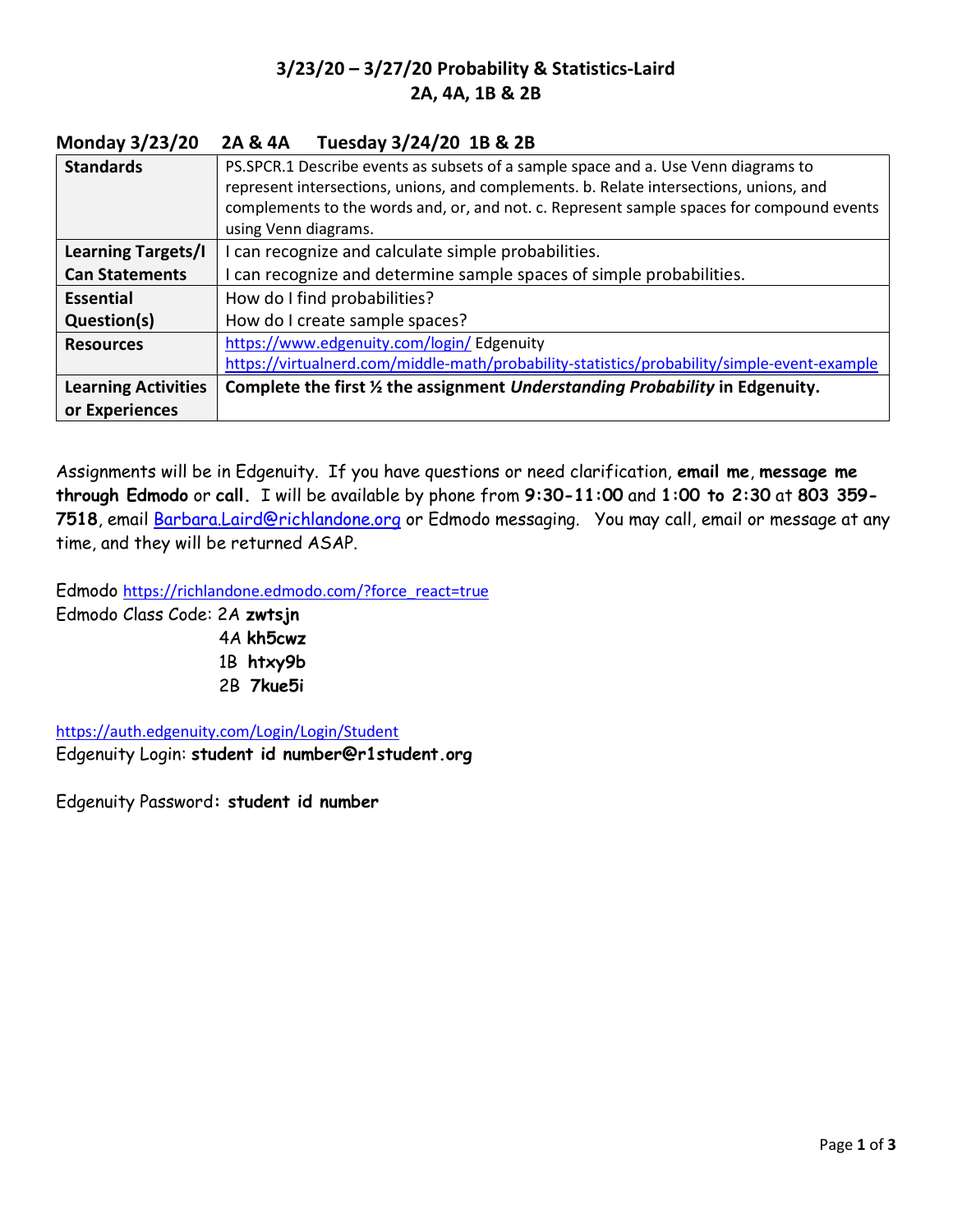## 3/23/20 – 3/27/20 Probability & Statistics-Laird
## 2A, 4A, 1B & 2B

### Monday 3/23/20 2A & 4A Tuesday 3/24/20 1B & 2B

| | |
|---|---|
| **Standards** | PS.SPCR.1 Describe events as subsets of a sample space and a. Use Venn diagrams to represent intersections, unions, and complements. b. Relate intersections, unions, and complements to the words and, or, and not. c. Represent sample spaces for compound events using Venn diagrams. |
| **Learning Targets/I Can Statements** | I can recognize and calculate simple probabilities.<br>I can recognize and determine sample spaces of simple probabilities. |
| **Essential Question(s)** | How do I find probabilities?<br>How do I create sample spaces? |
| **Resources** | https://www.edgenuity.com/login/ Edgenuity<br>https://virtualnerd.com/middle-math/probability-statistics/probability/simple-event-example |
| **Learning Activities or Experiences** | **Complete the first ½ the assignment *Understanding Probability* in Edgenuity.** |

Assignments will be in Edgenuity. If you have questions or need clarification, **email me**, **message me through Edmodo** or **call.** I will be available by phone from **9:30-11:00** and **1:00 to 2:30** at **803 359-7518**, email Barbara.Laird@richlandone.org or Edmodo messaging. You may call, email or message at any time, and they will be returned ASAP.

Edmodo https://richlandone.edmodo.com/?force_react=true

Edmodo Class Code: 2A **zwtsjn**
4A **kh5cwz**
1B **htxy9b**
2B **7kue5i**

https://auth.edgenuity.com/Login/Login/Student

Edgenuity Login: **student id number@r1student.org**

Edgenuity Password**: student id number**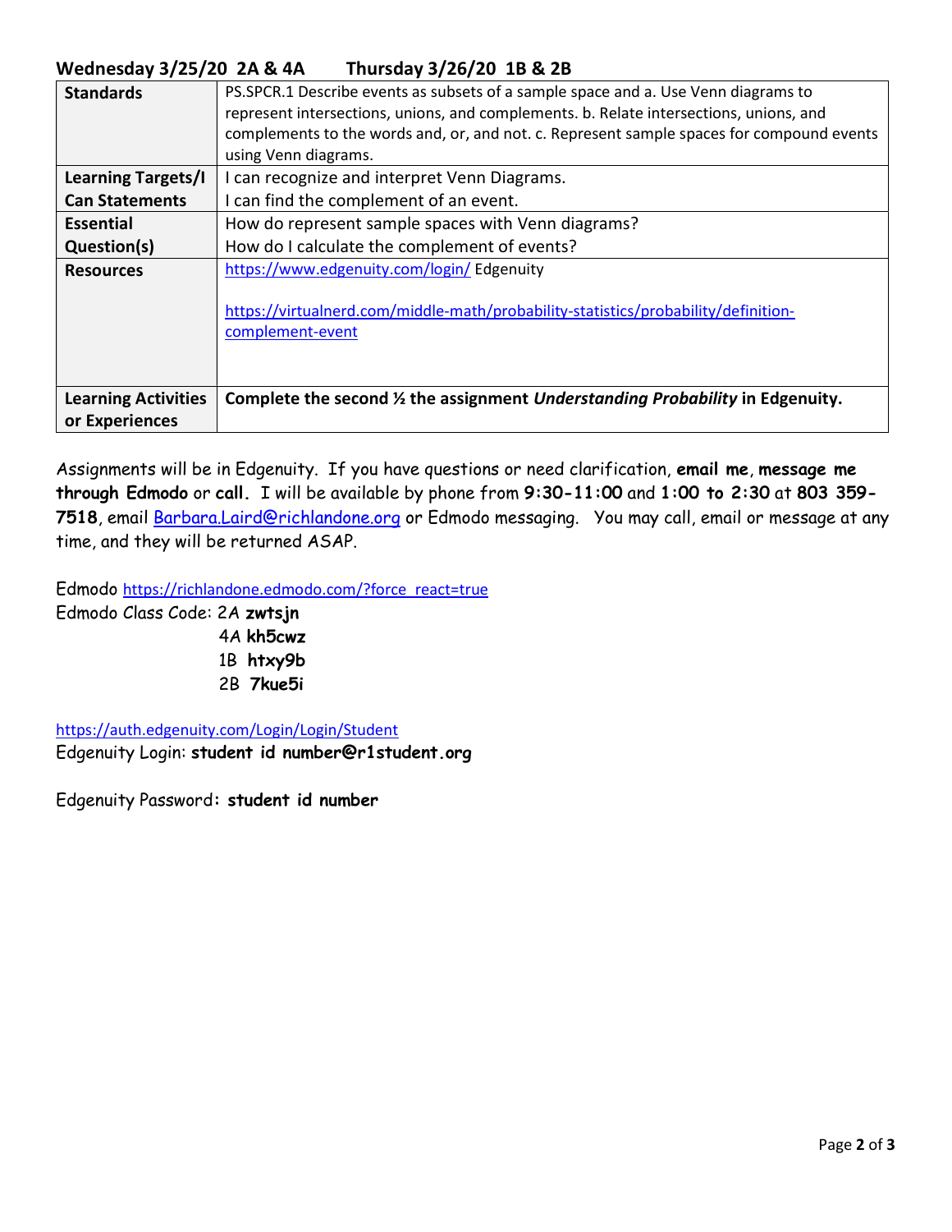**Wednesday 3/25/20 2A & 4A Thursday 3/26/20 1B & 2B**

| | |
|---|---|
| **Standards** | PS.SPCR.1 Describe events as subsets of a sample space and a. Use Venn diagrams to represent intersections, unions, and complements. b. Relate intersections, unions, and complements to the words and, or, and not. c. Represent sample spaces for compound events using Venn diagrams. |
| **Learning Targets/I Can Statements** | I can recognize and interpret Venn Diagrams.<br>I can find the complement of an event. |
| **Essential Question(s)** | How do represent sample spaces with Venn diagrams?<br>How do I calculate the complement of events? |
| **Resources** | https://www.edgenuity.com/login/ Edgenuity<br><br>https://virtualnerd.com/middle-math/probability-statistics/probability/definition-complement-event |
| **Learning Activities or Experiences** | **Complete the second ½ the assignment *Understanding Probability* in Edgenuity.** |

Assignments will be in Edgenuity. If you have questions or need clarification, **email me**, **message me through Edmodo** or **call.** I will be available by phone from **9:30-11:00** and **1:00 to 2:30** at **803 359-7518**, email Barbara.Laird@richlandone.org or Edmodo messaging. You may call, email or message at any time, and they will be returned ASAP.

Edmodo https://richlandone.edmodo.com/?force_react=true

Edmodo Class Code: 2A **zwtsjn**
4A **kh5cwz**
1B **htxy9b**
2B **7kue5i**

https://auth.edgenuity.com/Login/Login/Student

Edgenuity Login: **student id number@r1student.org**

Edgenuity Password**: student id number**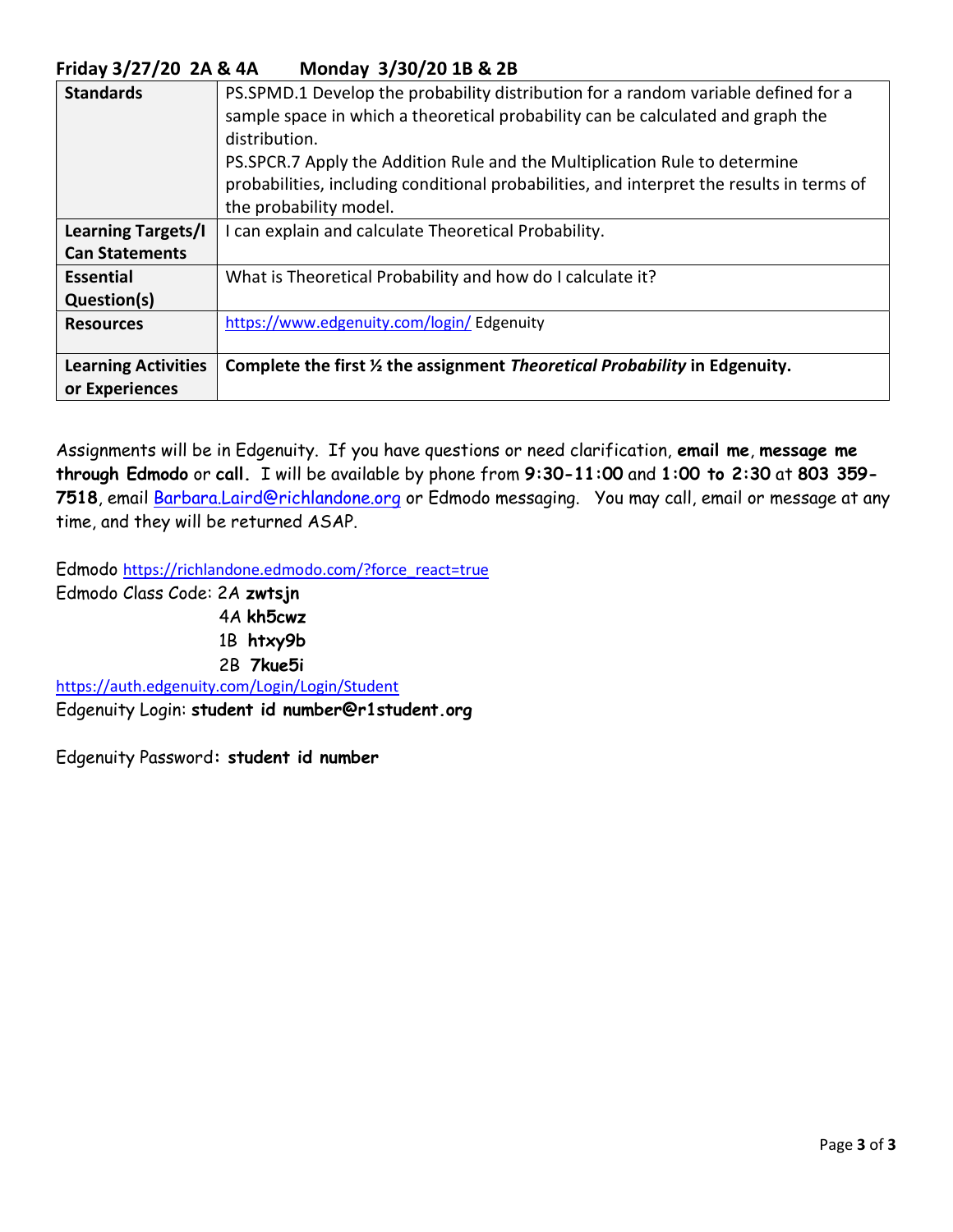**Friday 3/27/20 2A & 4A Monday 3/30/20 1B & 2B**

| | |
|---|---|
| **Standards** | PS.SPMD.1 Develop the probability distribution for a random variable defined for a sample space in which a theoretical probability can be calculated and graph the distribution.<br>PS.SPCR.7 Apply the Addition Rule and the Multiplication Rule to determine probabilities, including conditional probabilities, and interpret the results in terms of the probability model. |
| **Learning Targets/I Can Statements** | I can explain and calculate Theoretical Probability. |
| **Essential Question(s)** | What is Theoretical Probability and how do I calculate it? |
| **Resources** | https://www.edgenuity.com/login/ Edgenuity |
| **Learning Activities or Experiences** | **Complete the first ½ the assignment *Theoretical Probability* in Edgenuity.** |

Assignments will be in Edgenuity. If you have questions or need clarification, **email me**, **message me through Edmodo** or **call.** I will be available by phone from **9:30-11:00** and **1:00 to 2:30** at **803 359-7518**, email Barbara.Laird@richlandone.org or Edmodo messaging. You may call, email or message at any time, and they will be returned ASAP.

Edmodo https://richlandone.edmodo.com/?force_react=true
Edmodo Class Code: 2A **zwtsjn**
4A **kh5cwz**
1B **htxy9b**
2B **7kue5i**

https://auth.edgenuity.com/Login/Login/Student
Edgenuity Login: **student id number@r1student.org**

Edgenuity Password**: student id number**